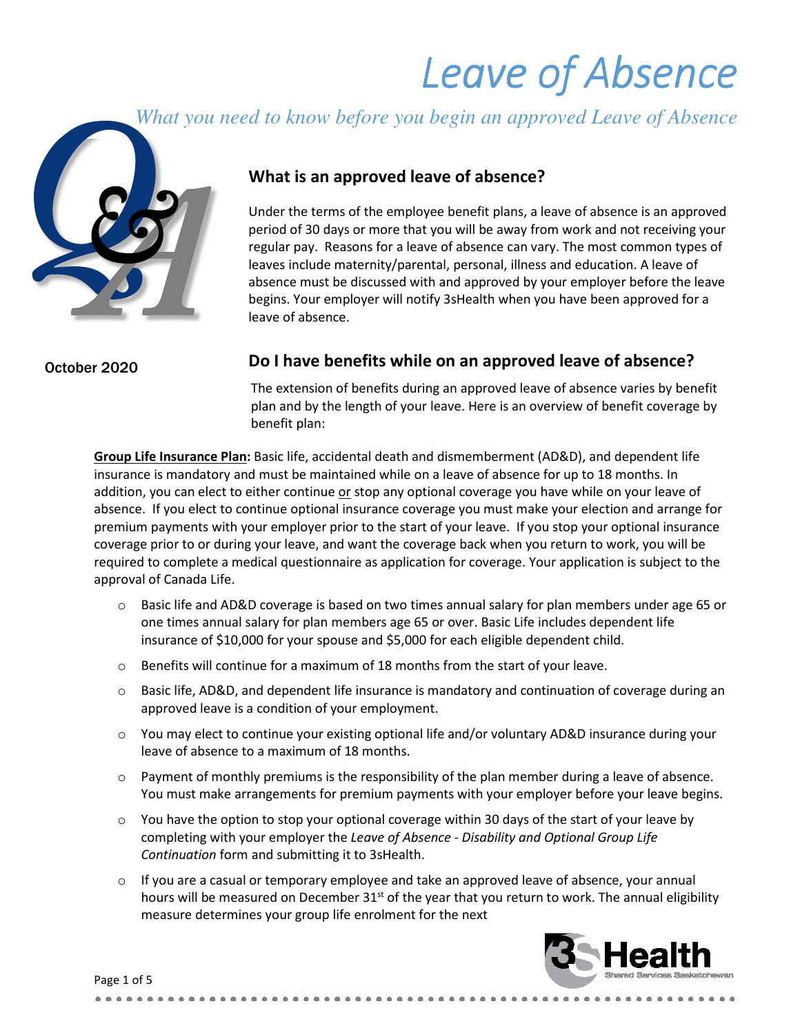# Leave of Absence

*What you need to know before you begin an approved Leave of Absence*

October 2020

## What is an approved leave of absence?

Under the terms of the employee benefit plans, a leave of absence is an approved period of 30 days or more that you will be away from work and not receiving your regular pay. Reasons for a leave of absence can vary. The most common types of leaves include maternity/parental, personal, illness and education. A leave of absence must be discussed with and approved by your employer before the leave begins. Your employer will notify 3sHealth when you have been approved for a leave of absence.

## Do I have benefits while on an approved leave of absence?

The extension of benefits during an approved leave of absence varies by benefit plan and by the length of your leave. Here is an overview of benefit coverage by benefit plan:

**Group Life Insurance Plan:** Basic life, accidental death and dismemberment (AD&D), and dependent life insurance is mandatory and must be maintained while on a leave of absence for up to 18 months. In addition, you can elect to either continue or stop any optional coverage you have while on your leave of absence. If you elect to continue optional insurance coverage you must make your election and arrange for premium payments with your employer prior to the start of your leave. If you stop your optional insurance coverage prior to or during your leave, and want the coverage back when you return to work, you will be required to complete a medical questionnaire as application for coverage. Your application is subject to the approval of Canada Life.

- Basic life and AD&D coverage is based on two times annual salary for plan members under age 65 or one times annual salary for plan members age 65 or over. Basic Life includes dependent life insurance of $10,000 for your spouse and $5,000 for each eligible dependent child.
- Benefits will continue for a maximum of 18 months from the start of your leave.
- Basic life, AD&D, and dependent life insurance is mandatory and continuation of coverage during an approved leave is a condition of your employment.
- You may elect to continue your existing optional life and/or voluntary AD&D insurance during your leave of absence to a maximum of 18 months.
- Payment of monthly premiums is the responsibility of the plan member during a leave of absence. You must make arrangements for premium payments with your employer before your leave begins.
- You have the option to stop your optional coverage within 30 days of the start of your leave by completing with your employer the *Leave of Absence - Disability and Optional Group Life Continuation* form and submitting it to 3sHealth.
- If you are a casual or temporary employee and take an approved leave of absence, your annual hours will be measured on December 31st of the year that you return to work. The annual eligibility measure determines your group life enrolment for the next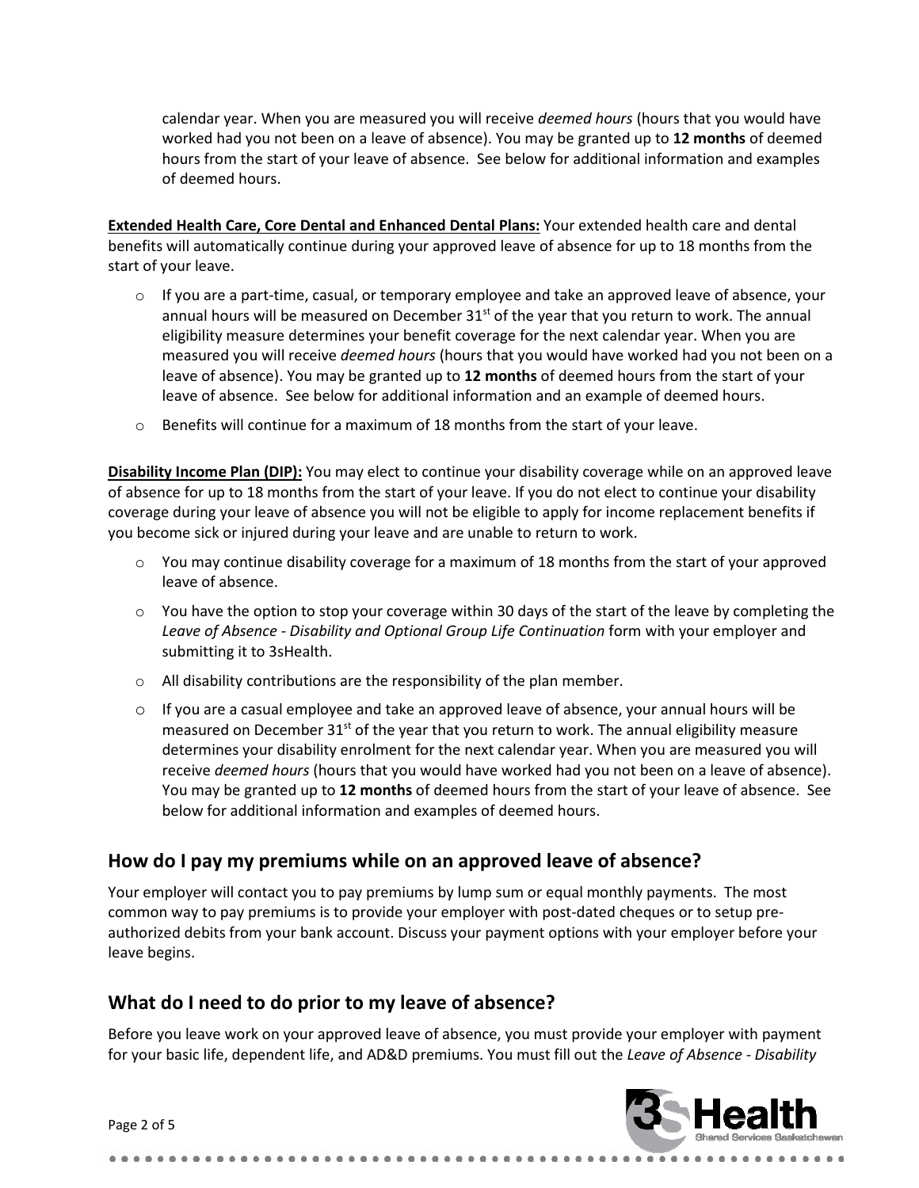calendar year. When you are measured you will receive *deemed hours* (hours that you would have worked had you not been on a leave of absence). You may be granted up to **12 months** of deemed hours from the start of your leave of absence. See below for additional information and examples of deemed hours.

**Extended Health Care, Core Dental and Enhanced Dental Plans:** Your extended health care and dental benefits will automatically continue during your approved leave of absence for up to 18 months from the start of your leave.

- If you are a part-time, casual, or temporary employee and take an approved leave of absence, your annual hours will be measured on December 31st of the year that you return to work. The annual eligibility measure determines your benefit coverage for the next calendar year. When you are measured you will receive *deemed hours* (hours that you would have worked had you not been on a leave of absence). You may be granted up to **12 months** of deemed hours from the start of your leave of absence. See below for additional information and an example of deemed hours.
- Benefits will continue for a maximum of 18 months from the start of your leave.

**Disability Income Plan (DIP):** You may elect to continue your disability coverage while on an approved leave of absence for up to 18 months from the start of your leave. If you do not elect to continue your disability coverage during your leave of absence you will not be eligible to apply for income replacement benefits if you become sick or injured during your leave and are unable to return to work.

- You may continue disability coverage for a maximum of 18 months from the start of your approved leave of absence.
- You have the option to stop your coverage within 30 days of the start of the leave by completing the *Leave of Absence - Disability and Optional Group Life Continuation* form with your employer and submitting it to 3sHealth.
- All disability contributions are the responsibility of the plan member.
- If you are a casual employee and take an approved leave of absence, your annual hours will be measured on December 31st of the year that you return to work. The annual eligibility measure determines your disability enrolment for the next calendar year. When you are measured you will receive *deemed hours* (hours that you would have worked had you not been on a leave of absence). You may be granted up to **12 months** of deemed hours from the start of your leave of absence. See below for additional information and examples of deemed hours.

## How do I pay my premiums while on an approved leave of absence?

Your employer will contact you to pay premiums by lump sum or equal monthly payments. The most common way to pay premiums is to provide your employer with post-dated cheques or to setup pre-authorized debits from your bank account. Discuss your payment options with your employer before your leave begins.

## What do I need to do prior to my leave of absence?

Before you leave work on your approved leave of absence, you must provide your employer with payment for your basic life, dependent life, and AD&D premiums. You must fill out the *Leave of Absence - Disability*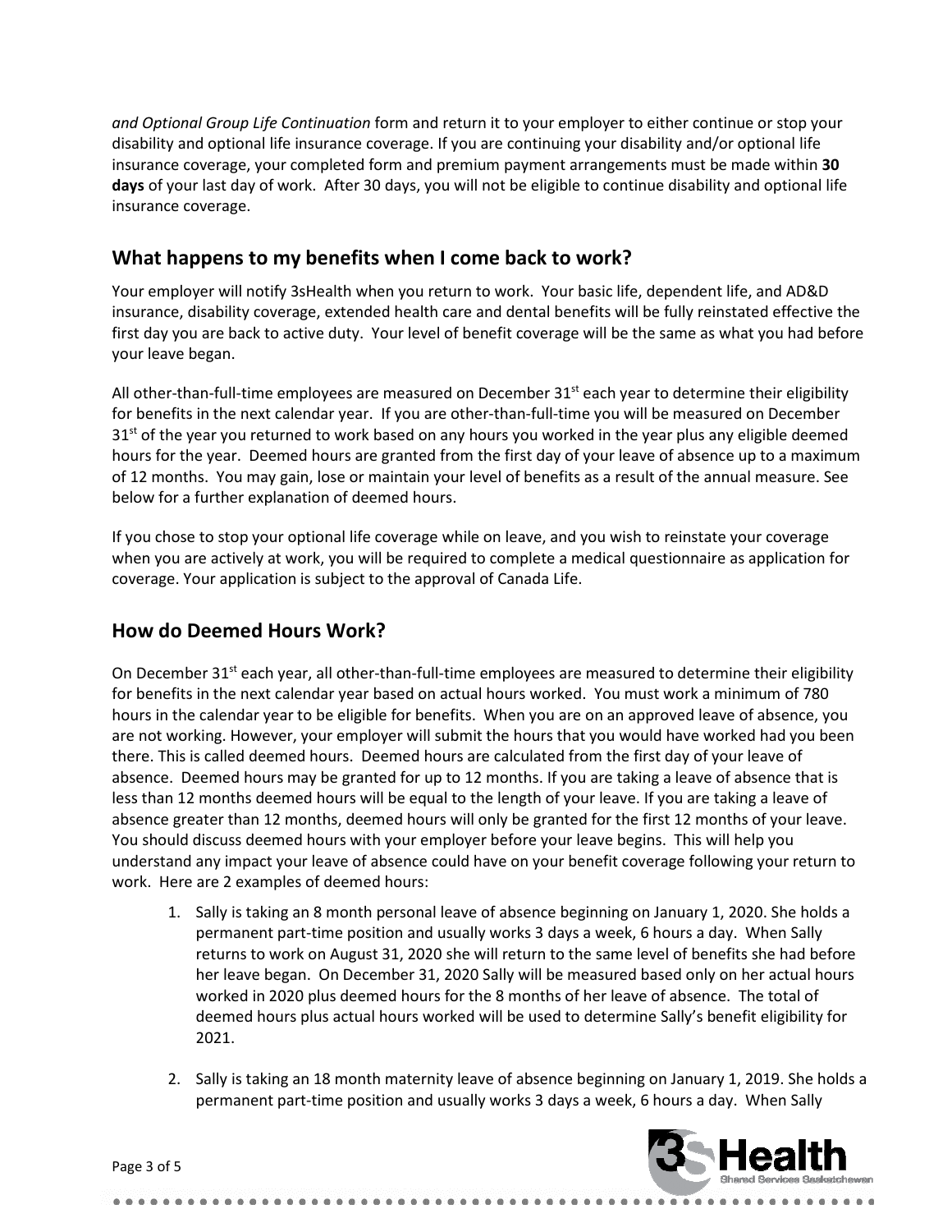*and Optional Group Life Continuation* form and return it to your employer to either continue or stop your disability and optional life insurance coverage. If you are continuing your disability and/or optional life insurance coverage, your completed form and premium payment arrangements must be made within **30 days** of your last day of work. After 30 days, you will not be eligible to continue disability and optional life insurance coverage.

## What happens to my benefits when I come back to work?

Your employer will notify 3sHealth when you return to work. Your basic life, dependent life, and AD&D insurance, disability coverage, extended health care and dental benefits will be fully reinstated effective the first day you are back to active duty. Your level of benefit coverage will be the same as what you had before your leave began.

All other-than-full-time employees are measured on December 31st each year to determine their eligibility for benefits in the next calendar year. If you are other-than-full-time you will be measured on December 31st of the year you returned to work based on any hours you worked in the year plus any eligible deemed hours for the year. Deemed hours are granted from the first day of your leave of absence up to a maximum of 12 months. You may gain, lose or maintain your level of benefits as a result of the annual measure. See below for a further explanation of deemed hours.

If you chose to stop your optional life coverage while on leave, and you wish to reinstate your coverage when you are actively at work, you will be required to complete a medical questionnaire as application for coverage. Your application is subject to the approval of Canada Life.

## How do Deemed Hours Work?

On December 31st each year, all other-than-full-time employees are measured to determine their eligibility for benefits in the next calendar year based on actual hours worked. You must work a minimum of 780 hours in the calendar year to be eligible for benefits. When you are on an approved leave of absence, you are not working. However, your employer will submit the hours that you would have worked had you been there. This is called deemed hours. Deemed hours are calculated from the first day of your leave of absence. Deemed hours may be granted for up to 12 months. If you are taking a leave of absence that is less than 12 months deemed hours will be equal to the length of your leave. If you are taking a leave of absence greater than 12 months, deemed hours will only be granted for the first 12 months of your leave. You should discuss deemed hours with your employer before your leave begins. This will help you understand any impact your leave of absence could have on your benefit coverage following your return to work. Here are 2 examples of deemed hours:

1. Sally is taking an 8 month personal leave of absence beginning on January 1, 2020. She holds a permanent part-time position and usually works 3 days a week, 6 hours a day. When Sally returns to work on August 31, 2020 she will return to the same level of benefits she had before her leave began. On December 31, 2020 Sally will be measured based only on her actual hours worked in 2020 plus deemed hours for the 8 months of her leave of absence. The total of deemed hours plus actual hours worked will be used to determine Sally's benefit eligibility for 2021.

2. Sally is taking an 18 month maternity leave of absence beginning on January 1, 2019. She holds a permanent part-time position and usually works 3 days a week, 6 hours a day. When Sally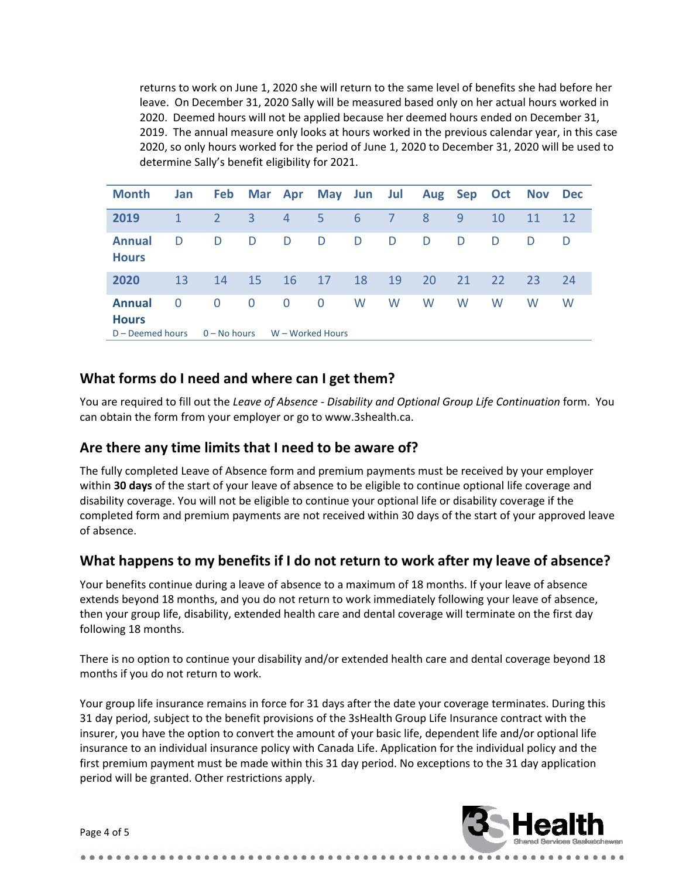returns to work on June 1, 2020 she will return to the same level of benefits she had before her leave. On December 31, 2020 Sally will be measured based only on her actual hours worked in 2020. Deemed hours will not be applied because her deemed hours ended on December 31, 2019. The annual measure only looks at hours worked in the previous calendar year, in this case 2020, so only hours worked for the period of June 1, 2020 to December 31, 2020 will be used to determine Sally's benefit eligibility for 2021.

| Month | Jan | Feb | Mar | Apr | May | Jun | Jul | Aug | Sep | Oct | Nov | Dec |
|---|---|---|---|---|---|---|---|---|---|---|---|---|
| 2019 | 1 | 2 | 3 | 4 | 5 | 6 | 7 | 8 | 9 | 10 | 11 | 12 |
| Annual Hours | D | D | D | D | D | D | D | D | D | D | D | D |
| 2020 | 13 | 14 | 15 | 16 | 17 | 18 | 19 | 20 | 21 | 22 | 23 | 24 |
| Annual Hours | 0 | 0 | 0 | 0 | 0 | W | W | W | W | W | W | W |

D – Deemed hours 0 – No hours W – Worked Hours

## What forms do I need and where can I get them?

You are required to fill out the *Leave of Absence - Disability and Optional Group Life Continuation* form. You can obtain the form from your employer or go to www.3shealth.ca.

## Are there any time limits that I need to be aware of?

The fully completed Leave of Absence form and premium payments must be received by your employer within **30 days** of the start of your leave of absence to be eligible to continue optional life coverage and disability coverage. You will not be eligible to continue your optional life or disability coverage if the completed form and premium payments are not received within 30 days of the start of your approved leave of absence.

## What happens to my benefits if I do not return to work after my leave of absence?

Your benefits continue during a leave of absence to a maximum of 18 months. If your leave of absence extends beyond 18 months, and you do not return to work immediately following your leave of absence, then your group life, disability, extended health care and dental coverage will terminate on the first day following 18 months.

There is no option to continue your disability and/or extended health care and dental coverage beyond 18 months if you do not return to work.

Your group life insurance remains in force for 31 days after the date your coverage terminates. During this 31 day period, subject to the benefit provisions of the 3sHealth Group Life Insurance contract with the insurer, you have the option to convert the amount of your basic life, dependent life and/or optional life insurance to an individual insurance policy with Canada Life. Application for the individual policy and the first premium payment must be made within this 31 day period. No exceptions to the 31 day application period will be granted. Other restrictions apply.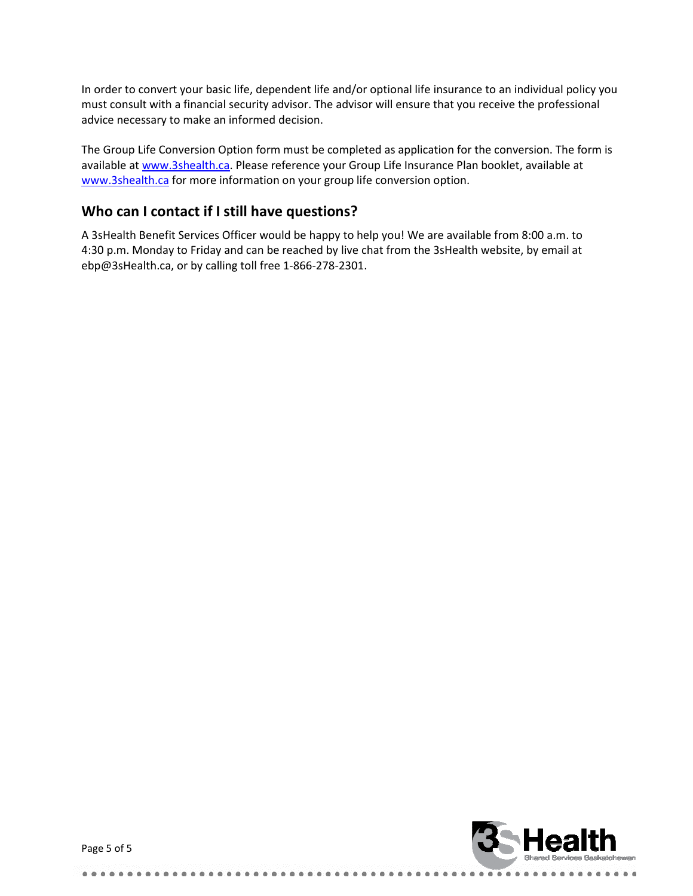In order to convert your basic life, dependent life and/or optional life insurance to an individual policy you must consult with a financial security advisor. The advisor will ensure that you receive the professional advice necessary to make an informed decision.

The Group Life Conversion Option form must be completed as application for the conversion. The form is available at [www.3shealth.ca](http://www.3shealth.ca). Please reference your Group Life Insurance Plan booklet, available at [www.3shealth.ca](http://www.3shealth.ca) for more information on your group life conversion option.

## Who can I contact if I still have questions?

A 3sHealth Benefit Services Officer would be happy to help you! We are available from 8:00 a.m. to 4:30 p.m. Monday to Friday and can be reached by live chat from the 3sHealth website, by email at ebp@3sHealth.ca, or by calling toll free 1-866-278-2301.